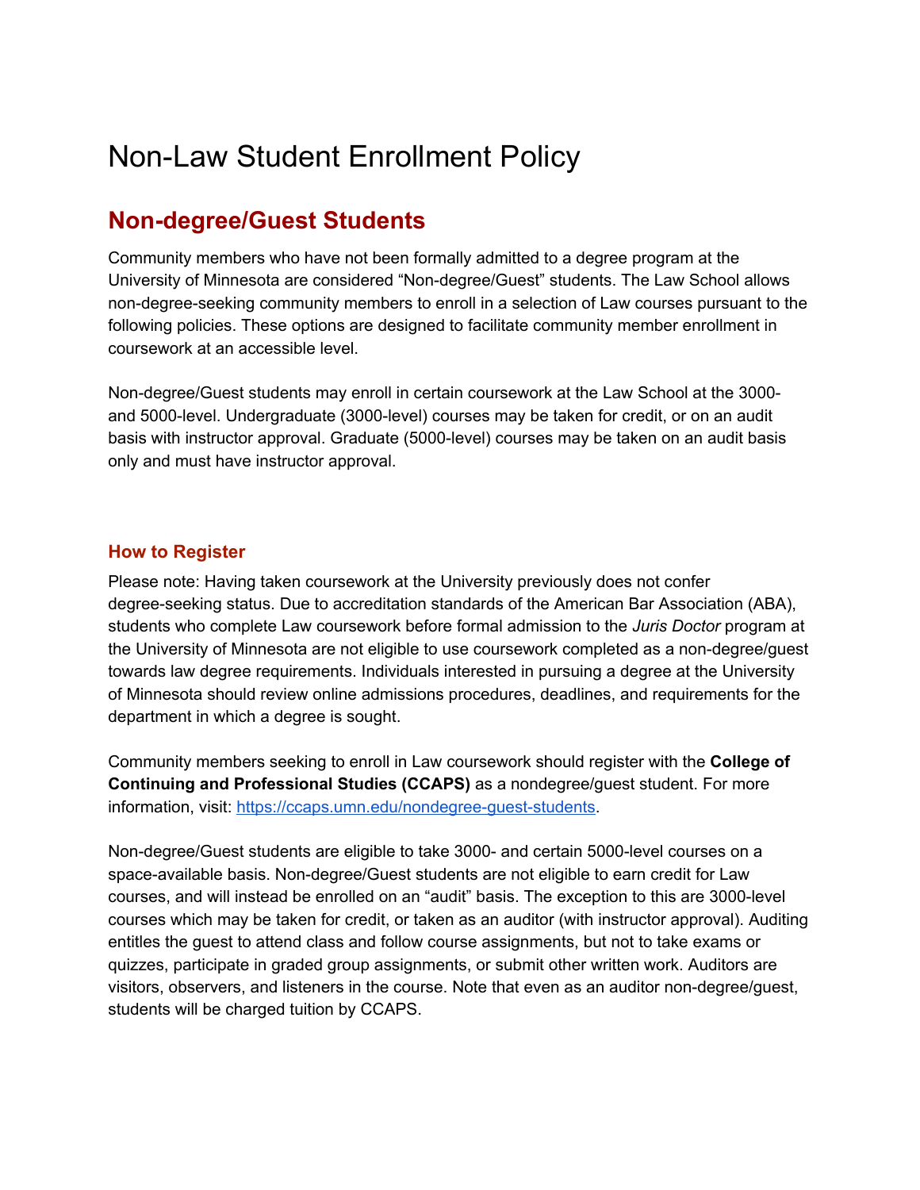# Non-Law Student Enrollment Policy

## Non-degree/Guest Students

Community members who have not been formally admitted to a degree program at the University of Minnesota are considered "Non-degree/Guest" students. The Law School allows non-degree-seeking community members to enroll in a selection of Law courses pursuant to the following policies. These options are designed to facilitate community member enrollment in coursework at an accessible level.

Non-degree/Guest students may enroll in certain coursework at the Law School at the 3000- and 5000-level. Undergraduate (3000-level) courses may be taken for credit, or on an audit basis with instructor approval. Graduate (5000-level) courses may be taken on an audit basis only and must have instructor approval.

### How to Register

Please note: Having taken coursework at the University previously does not confer degree-seeking status. Due to accreditation standards of the American Bar Association (ABA), students who complete Law coursework before formal admission to the *Juris Doctor* program at the University of Minnesota are not eligible to use coursework completed as a non-degree/guest towards law degree requirements. Individuals interested in pursuing a degree at the University of Minnesota should review online admissions procedures, deadlines, and requirements for the department in which a degree is sought.

Community members seeking to enroll in Law coursework should register with the **College of Continuing and Professional Studies (CCAPS)** as a nondegree/guest student. For more information, visit: [https://ccaps.umn.edu/nondegree-guest-students](https://ccaps.umn.edu/nondegree-guest-students).

Non-degree/Guest students are eligible to take 3000- and certain 5000-level courses on a space-available basis. Non-degree/Guest students are not eligible to earn credit for Law courses, and will instead be enrolled on an "audit" basis. The exception to this are 3000-level courses which may be taken for credit, or taken as an auditor (with instructor approval). Auditing entitles the guest to attend class and follow course assignments, but not to take exams or quizzes, participate in graded group assignments, or submit other written work. Auditors are visitors, observers, and listeners in the course. Note that even as an auditor non-degree/guest, students will be charged tuition by CCAPS.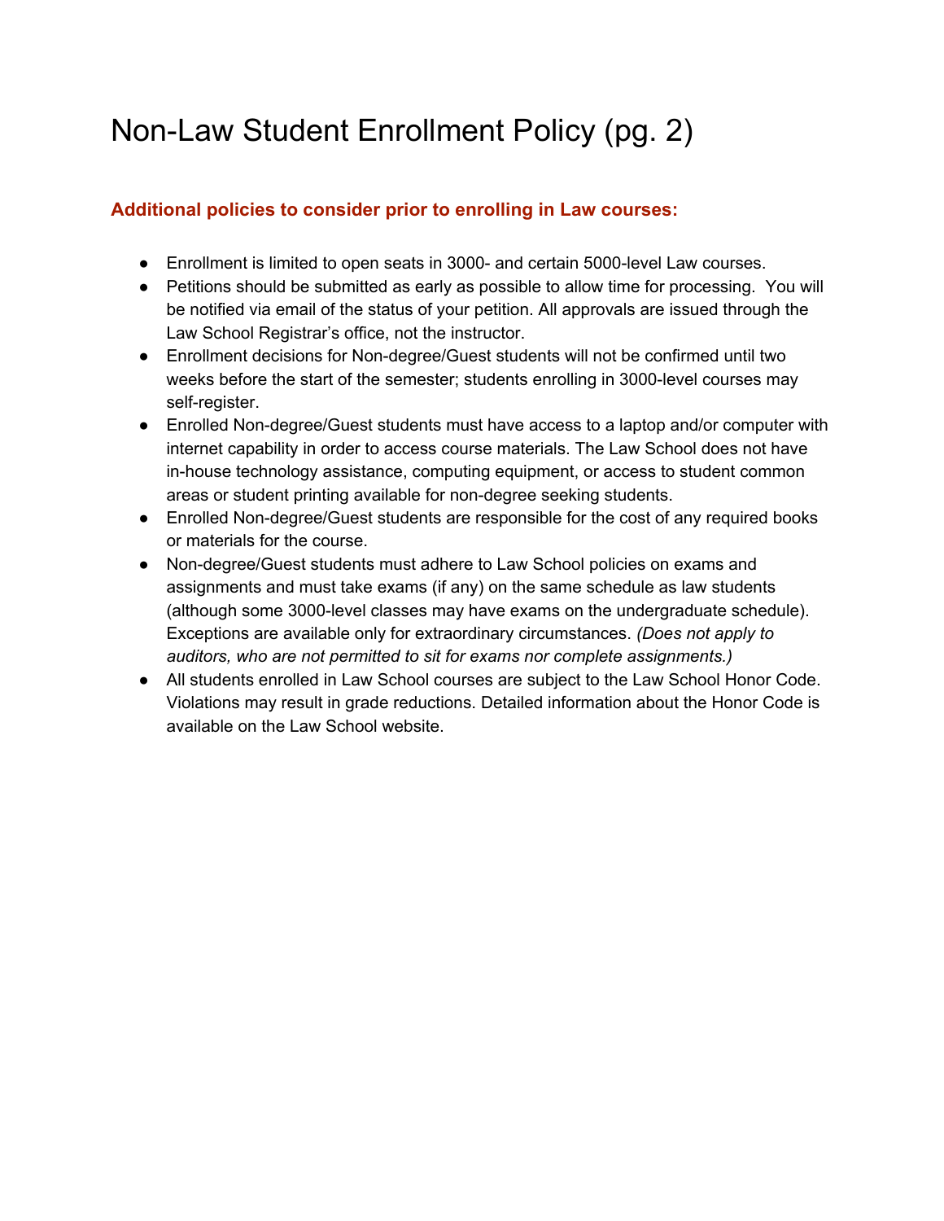# Non-Law Student Enrollment Policy (pg. 2)

## Additional policies to consider prior to enrolling in Law courses:

- Enrollment is limited to open seats in 3000- and certain 5000-level Law courses.
- Petitions should be submitted as early as possible to allow time for processing. You will be notified via email of the status of your petition. All approvals are issued through the Law School Registrar's office, not the instructor.
- Enrollment decisions for Non-degree/Guest students will not be confirmed until two weeks before the start of the semester; students enrolling in 3000-level courses may self-register.
- Enrolled Non-degree/Guest students must have access to a laptop and/or computer with internet capability in order to access course materials. The Law School does not have in-house technology assistance, computing equipment, or access to student common areas or student printing available for non-degree seeking students.
- Enrolled Non-degree/Guest students are responsible for the cost of any required books or materials for the course.
- Non-degree/Guest students must adhere to Law School policies on exams and assignments and must take exams (if any) on the same schedule as law students (although some 3000-level classes may have exams on the undergraduate schedule). Exceptions are available only for extraordinary circumstances. *(Does not apply to auditors, who are not permitted to sit for exams nor complete assignments.)*
- All students enrolled in Law School courses are subject to the Law School Honor Code. Violations may result in grade reductions. Detailed information about the Honor Code is available on the Law School website.